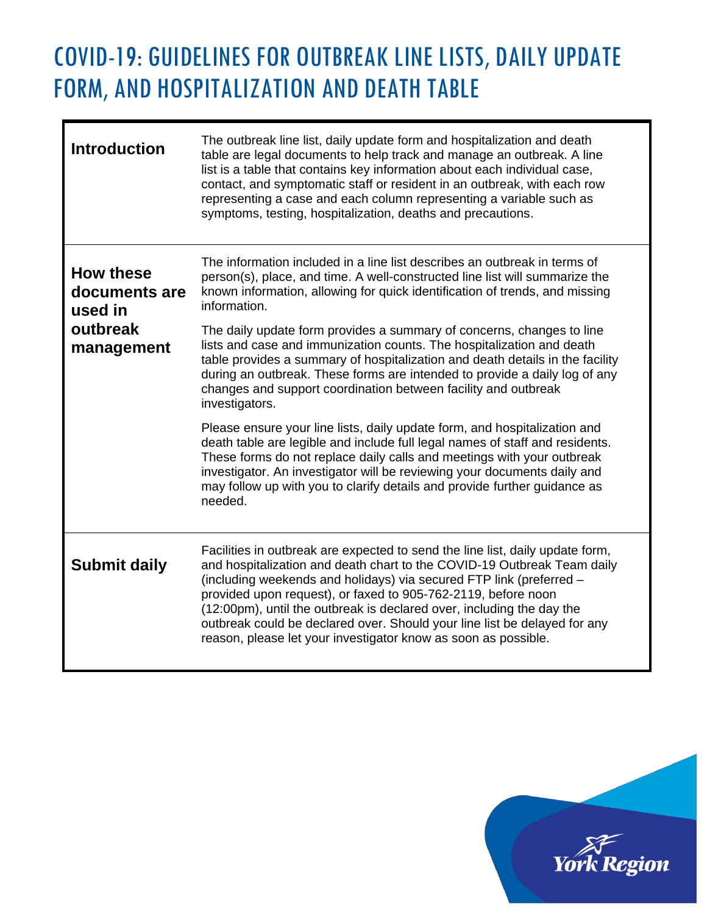# COVID-19: GUIDELINES FOR OUTBREAK LINE LISTS, DAILY UPDATE FORM, AND HOSPITALIZATION AND DEATH TABLE

| | |
|---|---|
| **Introduction** | The outbreak line list, daily update form and hospitalization and death table are legal documents to help track and manage an outbreak. A line list is a table that contains key information about each individual case, contact, and symptomatic staff or resident in an outbreak, with each row representing a case and each column representing a variable such as symptoms, testing, hospitalization, deaths and precautions. |
| **How these documents are used in outbreak management** | The information included in a line list describes an outbreak in terms of person(s), place, and time. A well-constructed line list will summarize the known information, allowing for quick identification of trends, and missing information.<br><br>The daily update form provides a summary of concerns, changes to line lists and case and immunization counts. The hospitalization and death table provides a summary of hospitalization and death details in the facility during an outbreak. These forms are intended to provide a daily log of any changes and support coordination between facility and outbreak investigators.<br><br>Please ensure your line lists, daily update form, and hospitalization and death table are legible and include full legal names of staff and residents. These forms do not replace daily calls and meetings with your outbreak investigator. An investigator will be reviewing your documents daily and may follow up with you to clarify details and provide further guidance as needed. |
| **Submit daily** | Facilities in outbreak are expected to send the line list, daily update form, and hospitalization and death chart to the COVID-19 Outbreak Team daily (including weekends and holidays) via secured FTP link (preferred – provided upon request), or faxed to 905-762-2119, before noon (12:00pm), until the outbreak is declared over, including the day the outbreak could be declared over. Should your line list be delayed for any reason, please let your investigator know as soon as possible. |

York Region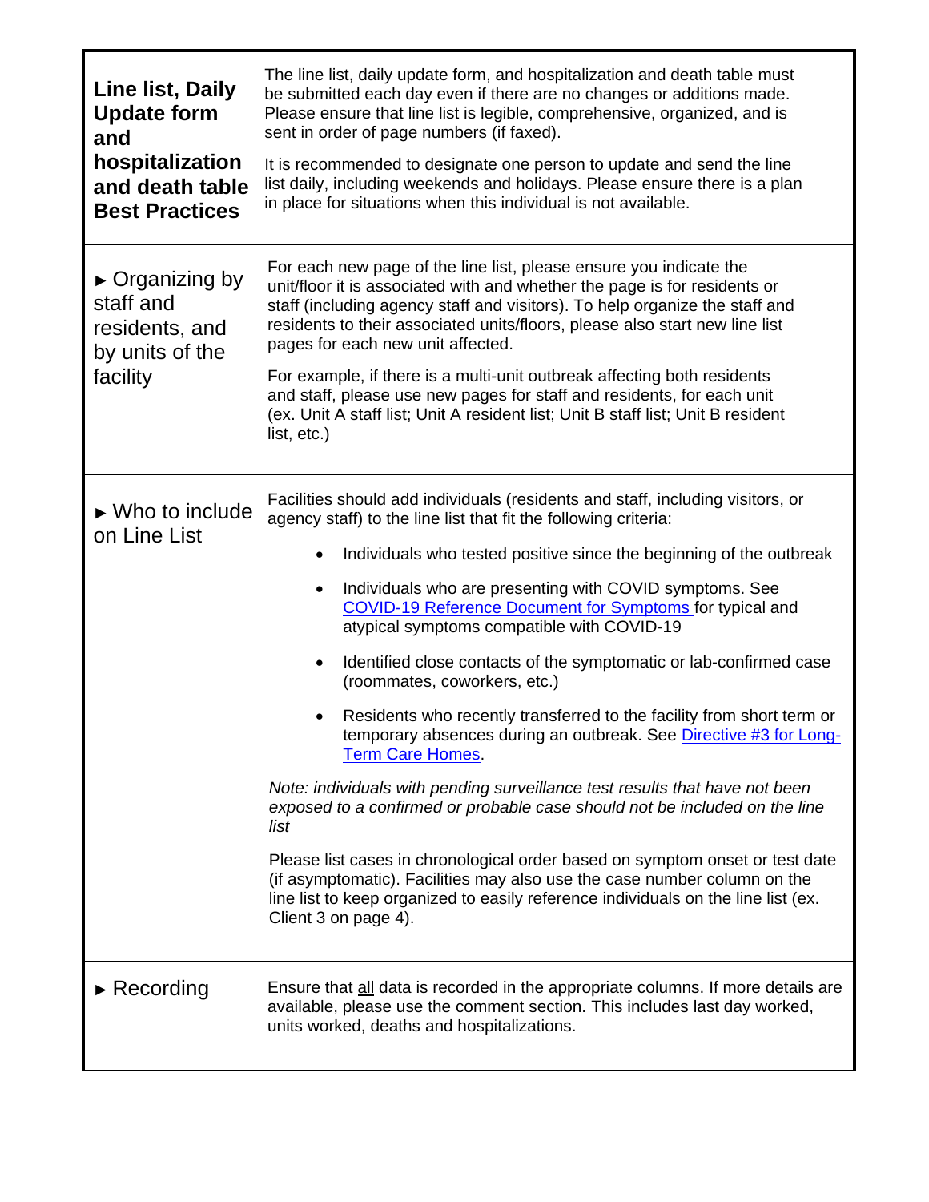| | |
|---|---|
| **Line list, Daily Update form and hospitalization and death table Best Practices** | The line list, daily update form, and hospitalization and death table must be submitted each day even if there are no changes or additions made. Please ensure that line list is legible, comprehensive, organized, and is sent in order of page numbers (if faxed).<br><br>It is recommended to designate one person to update and send the line list daily, including weekends and holidays. Please ensure there is a plan in place for situations when this individual is not available. |
| ► Organizing by staff and residents, and by units of the facility | For each new page of the line list, please ensure you indicate the unit/floor it is associated with and whether the page is for residents or staff (including agency staff and visitors). To help organize the staff and residents to their associated units/floors, please also start new line list pages for each new unit affected.<br><br>For example, if there is a multi-unit outbreak affecting both residents and staff, please use new pages for staff and residents, for each unit (ex. Unit A staff list; Unit A resident list; Unit B staff list; Unit B resident list, etc.) |
| ► Who to include on Line List | Facilities should add individuals (residents and staff, including visitors, or agency staff) to the line list that fit the following criteria:<br><br>• Individuals who tested positive since the beginning of the outbreak<br>• Individuals who are presenting with COVID symptoms. See COVID-19 Reference Document for Symptoms for typical and atypical symptoms compatible with COVID-19<br>• Identified close contacts of the symptomatic or lab-confirmed case (roommates, coworkers, etc.)<br>• Residents who recently transferred to the facility from short term or temporary absences during an outbreak. See Directive #3 for Long-Term Care Homes.<br><br>*Note: individuals with pending surveillance test results that have not been exposed to a confirmed or probable case should not be included on the line list*<br><br>Please list cases in chronological order based on symptom onset or test date (if asymptomatic). Facilities may also use the case number column on the line list to keep organized to easily reference individuals on the line list (ex. Client 3 on page 4). |
| ► Recording | Ensure that <u>all</u> data is recorded in the appropriate columns. If more details are available, please use the comment section. This includes last day worked, units worked, deaths and hospitalizations. |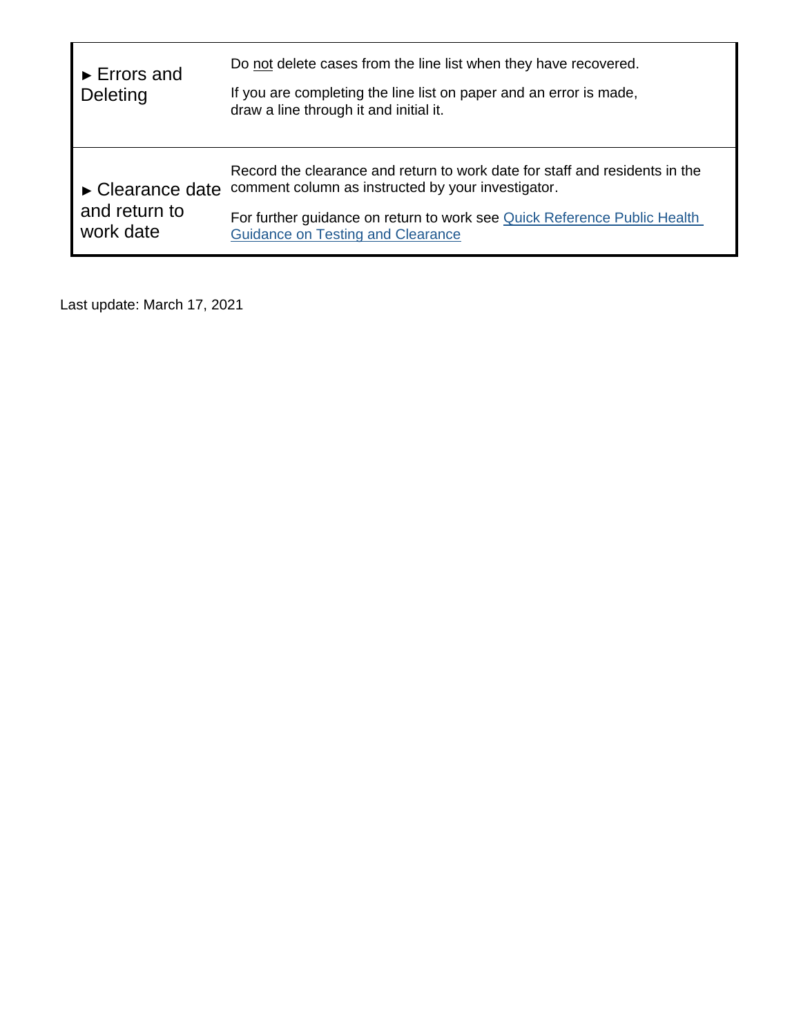| | |
|---|---|
| ► Errors and Deleting | Do not delete cases from the line list when they have recovered.<br><br>If you are completing the line list on paper and an error is made, draw a line through it and initial it. |
| ► Clearance date and return to work date | Record the clearance and return to work date for staff and residents in the comment column as instructed by your investigator.<br><br>For further guidance on return to work see [Quick Reference Public Health Guidance on Testing and Clearance]() |

Last update: March 17, 2021